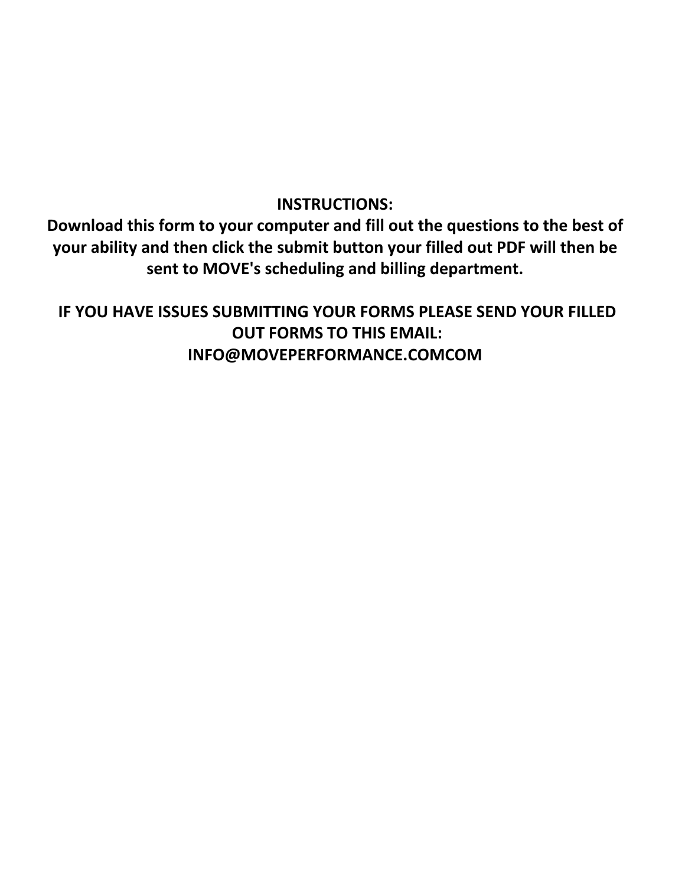**INSTRUCTIONS:**

**Download this form to your computer and fill out the questions to the best of your ability and then click the submit button your filled out PDF will then be sent to MOVE's scheduling and billing department.**

**IF YOU HAVE ISSUES SUBMITTING YOUR FORMS PLEASE SEND YOUR FILLED OUT FORMS TO THIS EMAIL:**

**INFO@MOVEPERFORMANCE.COMCOM**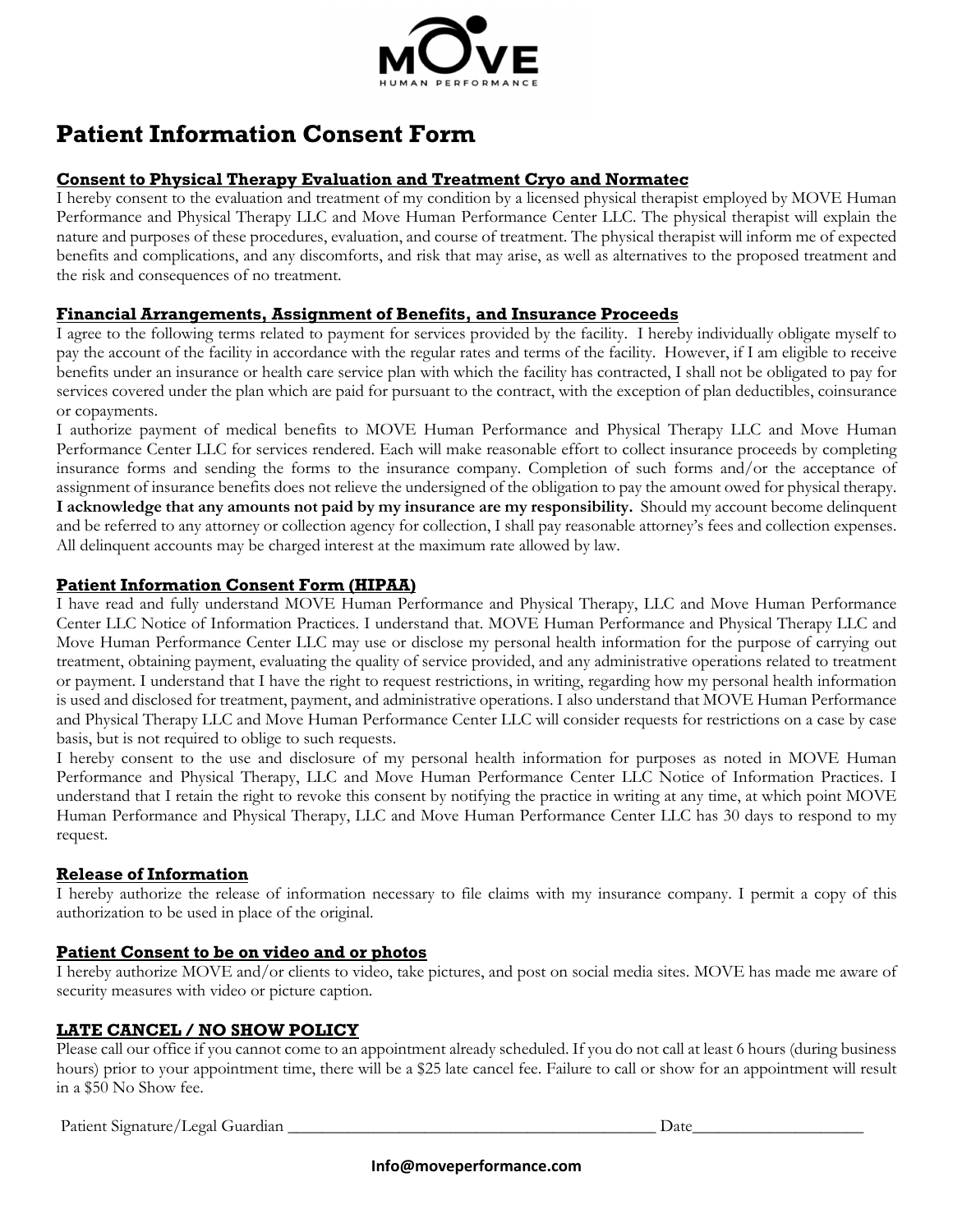# Patient Information Consent Form

## Consent to Physical Therapy Evaluation and Treatment Cryo and Normatec

I hereby consent to the evaluation and treatment of my condition by a licensed physical therapist employed by MOVE Human Performance and Physical Therapy LLC and Move Human Performance Center LLC. The physical therapist will explain the nature and purposes of these procedures, evaluation, and course of treatment. The physical therapist will inform me of expected benefits and complications, and any discomforts, and risk that may arise, as well as alternatives to the proposed treatment and the risk and consequences of no treatment.

## Financial Arrangements, Assignment of Benefits, and Insurance Proceeds

I agree to the following terms related to payment for services provided by the facility. I hereby individually obligate myself to pay the account of the facility in accordance with the regular rates and terms of the facility. However, if I am eligible to receive benefits under an insurance or health care service plan with which the facility has contracted, I shall not be obligated to pay for services covered under the plan which are paid for pursuant to the contract, with the exception of plan deductibles, coinsurance or copayments.

I authorize payment of medical benefits to MOVE Human Performance and Physical Therapy LLC and Move Human Performance Center LLC for services rendered. Each will make reasonable effort to collect insurance proceeds by completing insurance forms and sending the forms to the insurance company. Completion of such forms and/or the acceptance of assignment of insurance benefits does not relieve the undersigned of the obligation to pay the amount owed for physical therapy. **I acknowledge that any amounts not paid by my insurance are my responsibility.** Should my account become delinquent and be referred to any attorney or collection agency for collection, I shall pay reasonable attorney's fees and collection expenses. All delinquent accounts may be charged interest at the maximum rate allowed by law.

## Patient Information Consent Form (HIPAA)

I have read and fully understand MOVE Human Performance and Physical Therapy, LLC and Move Human Performance Center LLC Notice of Information Practices. I understand that. MOVE Human Performance and Physical Therapy LLC and Move Human Performance Center LLC may use or disclose my personal health information for the purpose of carrying out treatment, obtaining payment, evaluating the quality of service provided, and any administrative operations related to treatment or payment. I understand that I have the right to request restrictions, in writing, regarding how my personal health information is used and disclosed for treatment, payment, and administrative operations. I also understand that MOVE Human Performance and Physical Therapy LLC and Move Human Performance Center LLC will consider requests for restrictions on a case by case basis, but is not required to oblige to such requests.

I hereby consent to the use and disclosure of my personal health information for purposes as noted in MOVE Human Performance and Physical Therapy, LLC and Move Human Performance Center LLC Notice of Information Practices. I understand that I retain the right to revoke this consent by notifying the practice in writing at any time, at which point MOVE Human Performance and Physical Therapy, LLC and Move Human Performance Center LLC has 30 days to respond to my request.

## Release of Information

I hereby authorize the release of information necessary to file claims with my insurance company. I permit a copy of this authorization to be used in place of the original.

## Patient Consent to be on video and or photos

I hereby authorize MOVE and/or clients to video, take pictures, and post on social media sites. MOVE has made me aware of security measures with video or picture caption.

## LATE CANCEL / NO SHOW POLICY

Please call our office if you cannot come to an appointment already scheduled. If you do not call at least 6 hours (during business hours) prior to your appointment time, there will be a $25 late cancel fee. Failure to call or show for an appointment will result in a $50 No Show fee.

Patient Signature/Legal Guardian ____________________________________________ Date____________________

**Info@moveperformance.com**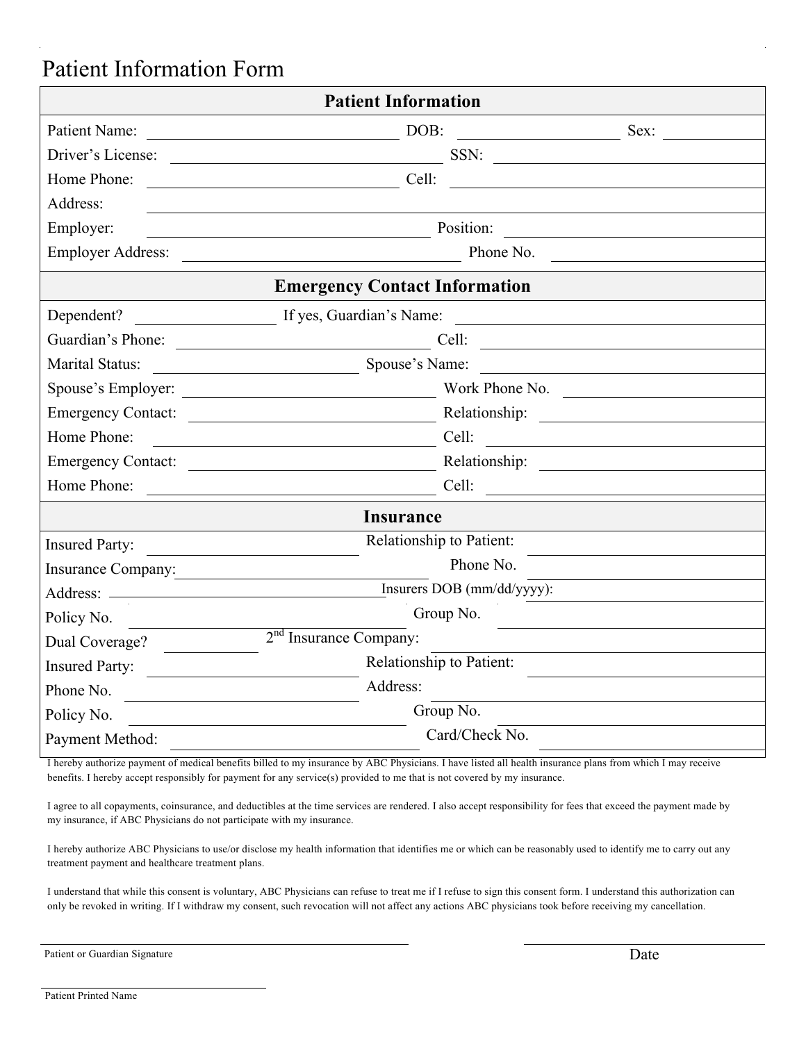# Patient Information Form

## Patient Information

Patient Name: ______________________ DOB: ______________ Sex: ________

Driver's License: ______________________ SSN: ______________________

Home Phone: ______________________ Cell: ______________________

Address: ______________________________________________

Employer: ______________________ Position: ______________________

Employer Address: ______________________ Phone No. ______________________

## Emergency Contact Information

Dependent? ____________ If yes, Guardian's Name: ______________________

Guardian's Phone: ______________________ Cell: ______________________

Marital Status: ______________________ Spouse's Name: ______________________

Spouse's Employer: ______________________ Work Phone No. ______________________

Emergency Contact: ______________________ Relationship: ______________________

Home Phone: ______________________ Cell: ______________________

Emergency Contact: ______________________ Relationship: ______________________

Home Phone: ______________________ Cell: ______________________

## Insurance

Insured Party: ______________________ Relationship to Patient: ______________________

Insurance Company: ______________________ Phone No. ______________________

Address: ______________________ Insurers DOB (mm/dd/yyyy): ______________________

Policy No. ______________________ Group No. ______________________

Dual Coverage? ____________ 2nd Insurance Company: ______________________

Insured Party: ______________________ Relationship to Patient: ______________________

Phone No. ______________________ Address: ______________________

Policy No. ______________________ Group No. ______________________

Payment Method: ______________________ Card/Check No. ______________________

I hereby authorize payment of medical benefits billed to my insurance by ABC Physicians. I have listed all health insurance plans from which I may receive benefits. I hereby accept responsibly for payment for any service(s) provided to me that is not covered by my insurance.

I agree to all copayments, coinsurance, and deductibles at the time services are rendered. I also accept responsibility for fees that exceed the payment made by my insurance, if ABC Physicians do not participate with my insurance.

I hereby authorize ABC Physicians to use/or disclose my health information that identifies me or which can be reasonably used to identify me to carry out any treatment payment and healthcare treatment plans.

I understand that while this consent is voluntary, ABC Physicians can refuse to treat me if I refuse to sign this consent form. I understand this authorization can only be revoked in writing. If I withdraw my consent, such revocation will not affect any actions ABC physicians took before receiving my cancellation.

______________________________ ______________________

Patient or Guardian Signature Date

______________________________

Patient Printed Name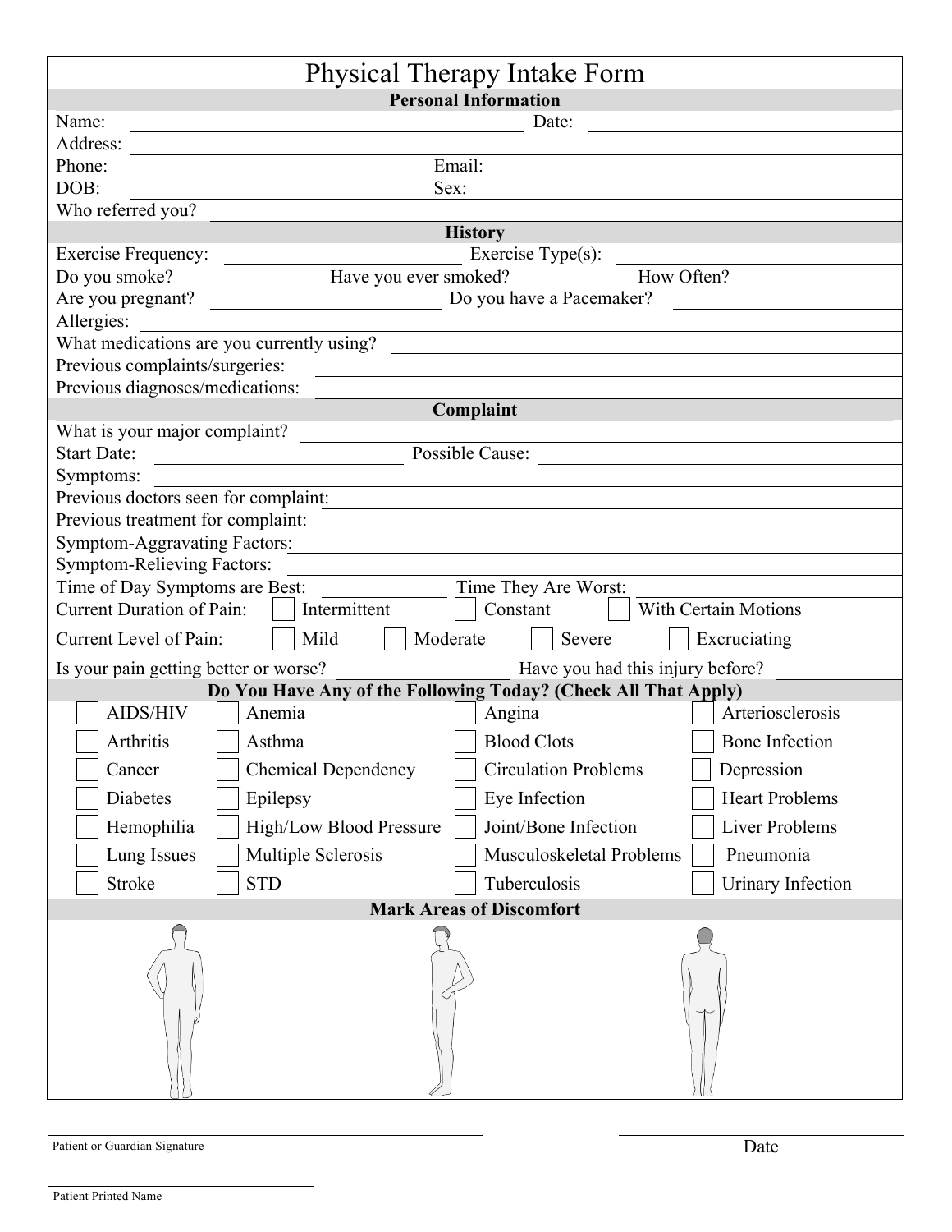# Physical Therapy Intake Form

## Personal Information

Name: ______________________ Date: ______________________

Address: ______________________

Phone: ______________________ Email: ______________________

DOB: ______________________ Sex: ______________________

Who referred you? ______________________

## History

Exercise Frequency: ______________________ Exercise Type(s): ______________________

Do you smoke? __________ Have you ever smoked? __________ How Often? __________

Are you pregnant? ______________________ Do you have a Pacemaker? ______________________

Allergies: ______________________

What medications are you currently using? ______________________

Previous complaints/surgeries: ______________________

Previous diagnoses/medications: ______________________

## Complaint

What is your major complaint? ______________________

Start Date: ______________________ Possible Cause: ______________________

Symptoms: ______________________

Previous doctors seen for complaint: ______________________

Previous treatment for complaint: ______________________

Symptom-Aggravating Factors: ______________________

Symptom-Relieving Factors: ______________________

Time of Day Symptoms are Best: ______________________ Time They Are Worst: ______________________

Current Duration of Pain: ☐ Intermittent ☐ Constant ☐ With Certain Motions

Current Level of Pain: ☐ Mild ☐ Moderate ☐ Severe ☐ Excruciating

Is your pain getting better or worse? ______________________ Have you had this injury before? ______________________

## Do You Have Any of the Following Today? (Check All That Apply)

| | | | |
|---|---|---|---|
| ☐ AIDS/HIV | ☐ Anemia | ☐ Angina | ☐ Arteriosclerosis |
| ☐ Arthritis | ☐ Asthma | ☐ Blood Clots | ☐ Bone Infection |
| ☐ Cancer | ☐ Chemical Dependency | ☐ Circulation Problems | ☐ Depression |
| ☐ Diabetes | ☐ Epilepsy | ☐ Eye Infection | ☐ Heart Problems |
| ☐ Hemophilia | ☐ High/Low Blood Pressure | ☐ Joint/Bone Infection | ☐ Liver Problems |
| ☐ Lung Issues | ☐ Multiple Sclerosis | ☐ Musculoskeletal Problems | ☐ Pneumonia |
| ☐ Stroke | ☐ STD | ☐ Tuberculosis | ☐ Urinary Infection |

## Mark Areas of Discomfort

______________________ Patient or Guardian Signature

______________________ Date

______________________ Patient Printed Name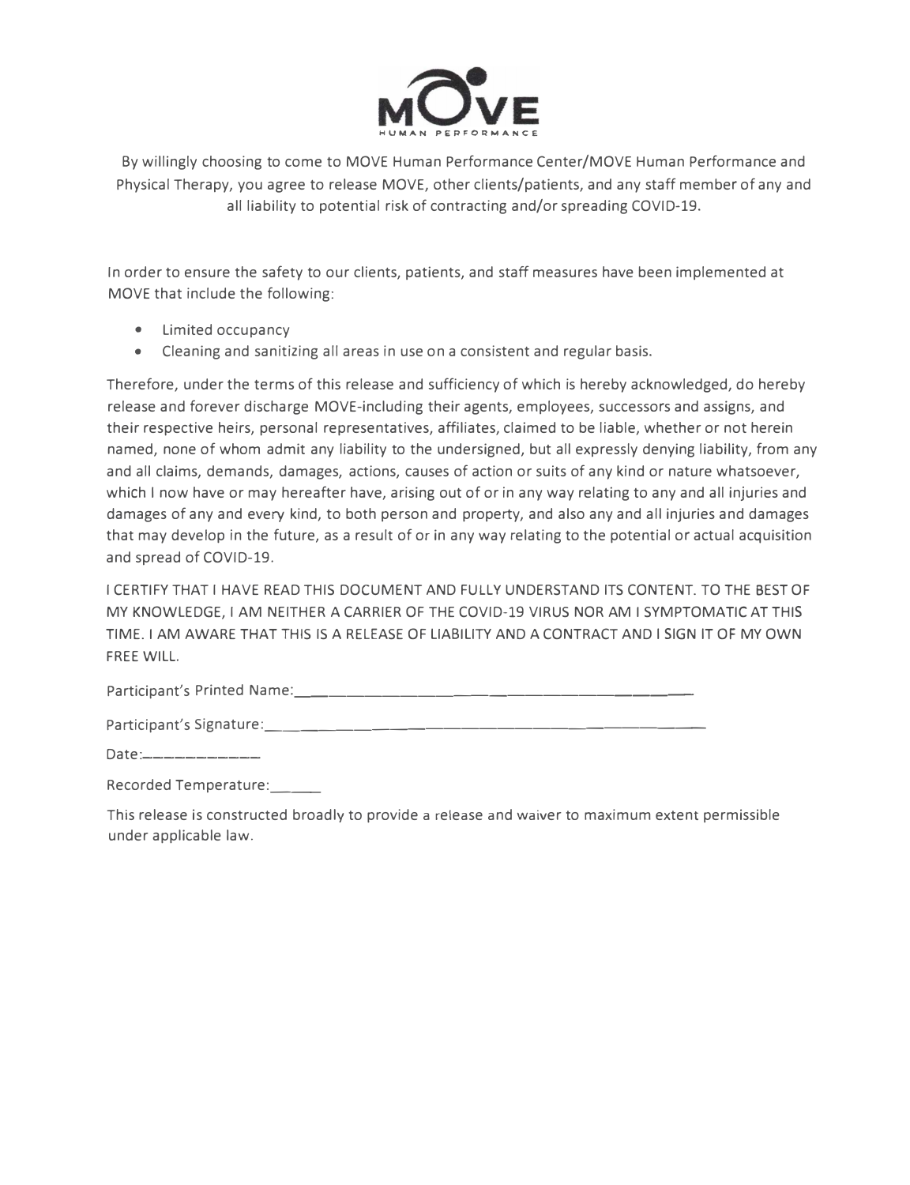MOVE
HUMAN PERFORMANCE

By willingly choosing to come to MOVE Human Performance Center/MOVE Human Performance and Physical Therapy, you agree to release MOVE, other clients/patients, and any staff member of any and all liability to potential risk of contracting and/or spreading COVID-19.

In order to ensure the safety to our clients, patients, and staff measures have been implemented at MOVE that include the following:

- Limited occupancy
- Cleaning and sanitizing all areas in use on a consistent and regular basis.

Therefore, under the terms of this release and sufficiency of which is hereby acknowledged, do hereby release and forever discharge MOVE-including their agents, employees, successors and assigns, and their respective heirs, personal representatives, affiliates, claimed to be liable, whether or not herein named, none of whom admit any liability to the undersigned, but all expressly denying liability, from any and all claims, demands, damages, actions, causes of action or suits of any kind or nature whatsoever, which I now have or may hereafter have, arising out of or in any way relating to any and all injuries and damages of any and every kind, to both person and property, and also any and all injuries and damages that may develop in the future, as a result of or in any way relating to the potential or actual acquisition and spread of COVID-19.

I CERTIFY THAT I HAVE READ THIS DOCUMENT AND FULLY UNDERSTAND ITS CONTENT. TO THE BEST OF MY KNOWLEDGE, I AM NEITHER A CARRIER OF THE COVID-19 VIRUS NOR AM I SYMPTOMATIC AT THIS TIME. I AM AWARE THAT THIS IS A RELEASE OF LIABILITY AND A CONTRACT AND I SIGN IT OF MY OWN FREE WILL.

Participant's Printed Name:\_\_\_\_\_\_\_\_\_\_\_\_\_\_\_\_\_\_\_\_\_\_\_\_\_\_\_\_\_\_\_\_\_\_\_\_\_\_\_\_\_\_\_\_

Participant's Signature:\_\_\_\_\_\_\_\_\_\_\_\_\_\_\_\_\_\_\_\_\_\_\_\_\_\_\_\_\_\_\_\_\_\_\_\_\_\_\_\_\_\_\_\_\_\_\_\_

Date:\_\_\_\_\_\_\_\_\_\_\_\_

Recorded Temperature:\_\_\_\_\_\_

This release is constructed broadly to provide a release and waiver to maximum extent permissible under applicable law.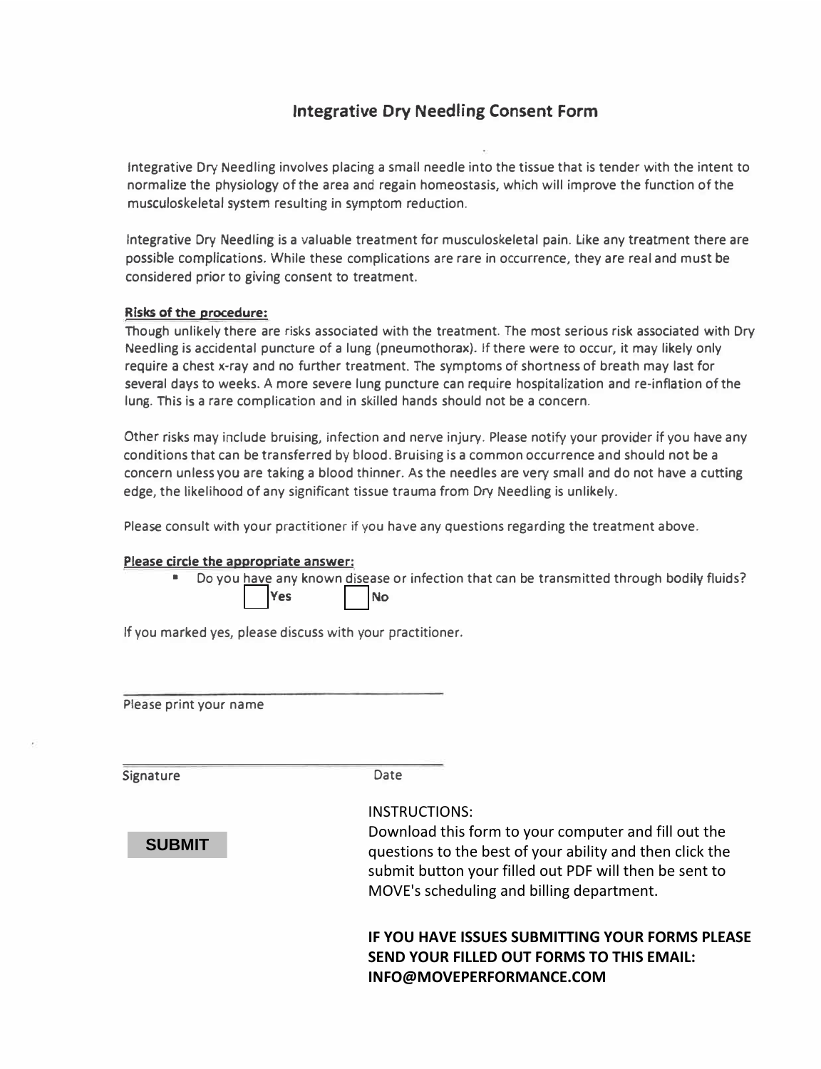# Integrative Dry Needling Consent Form

Integrative Dry Needling involves placing a small needle into the tissue that is tender with the intent to normalize the physiology of the area and regain homeostasis, which will improve the function of the musculoskeletal system resulting in symptom reduction.

Integrative Dry Needling is a valuable treatment for musculoskeletal pain. Like any treatment there are possible complications. While these complications are rare in occurrence, they are real and must be considered prior to giving consent to treatment.

**Risks of the procedure:**

Though unlikely there are risks associated with the treatment. The most serious risk associated with Dry Needling is accidental puncture of a lung (pneumothorax). If there were to occur, it may likely only require a chest x-ray and no further treatment. The symptoms of shortness of breath may last for several days to weeks. A more severe lung puncture can require hospitalization and re-inflation of the lung. This is a rare complication and in skilled hands should not be a concern.

Other risks may include bruising, infection and nerve injury. Please notify your provider if you have any conditions that can be transferred by blood. Bruising is a common occurrence and should not be a concern unless you are taking a blood thinner. As the needles are very small and do not have a cutting edge, the likelihood of any significant tissue trauma from Dry Needling is unlikely.

Please consult with your practitioner if you have any questions regarding the treatment above.

**Please circle the appropriate answer:**

- Do you have any known disease or infection that can be transmitted through bodily fluids?

  ☐ Yes ☐ No

If you marked yes, please discuss with your practitioner.

\_\_\_\_\_\_\_\_\_\_\_\_\_\_\_\_\_\_\_\_\_\_\_\_\_\_\_\_\_\_\_\_\_\_\_\_

Please print your name

\_\_\_\_\_\_\_\_\_\_\_\_\_\_\_\_\_\_\_\_\_\_\_\_\_\_\_\_\_\_\_\_\_\_\_\_

Signature Date

SUBMIT

INSTRUCTIONS:
Download this form to your computer and fill out the questions to the best of your ability and then click the submit button your filled out PDF will then be sent to MOVE's scheduling and billing department.

**IF YOU HAVE ISSUES SUBMITTING YOUR FORMS PLEASE SEND YOUR FILLED OUT FORMS TO THIS EMAIL: INFO@MOVEPERFORMANCE.COM**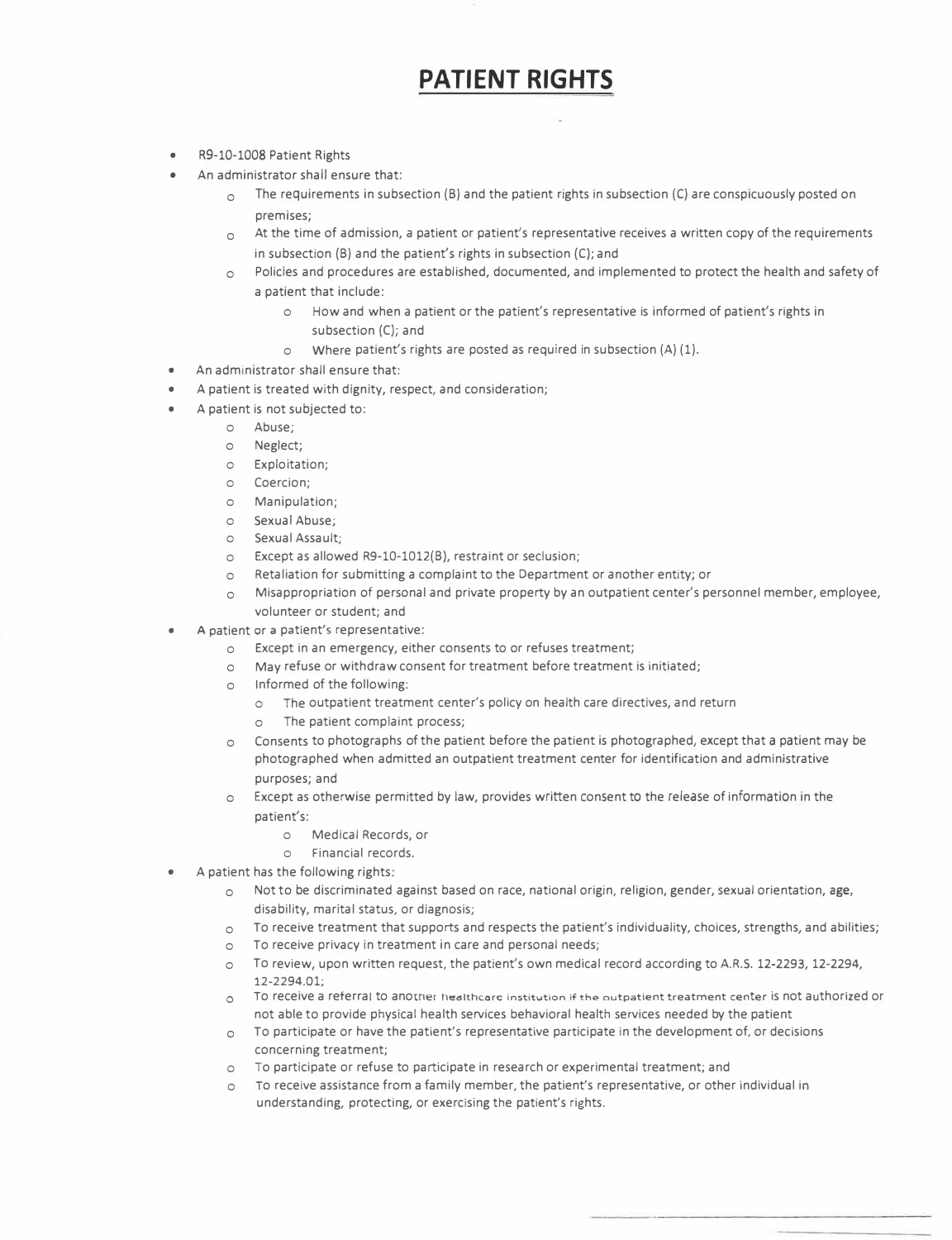# PATIENT RIGHTS

- R9-10-1008 Patient Rights
- An administrator shall ensure that:
  - The requirements in subsection (B) and the patient rights in subsection (C) are conspicuously posted on premises;
  - At the time of admission, a patient or patient's representative receives a written copy of the requirements in subsection (B) and the patient's rights in subsection (C); and
  - Policies and procedures are established, documented, and implemented to protect the health and safety of a patient that include:
    - How and when a patient or the patient's representative is informed of patient's rights in subsection (C); and
    - Where patient's rights are posted as required in subsection (A) (1).
- An administrator shall ensure that:
- A patient is treated with dignity, respect, and consideration;
- A patient is not subjected to:
  - Abuse;
  - Neglect;
  - Exploitation;
  - Coercion;
  - Manipulation;
  - Sexual Abuse;
  - Sexual Assault;
  - Except as allowed R9-10-1012(B), restraint or seclusion;
  - Retaliation for submitting a complaint to the Department or another entity; or
  - Misappropriation of personal and private property by an outpatient center's personnel member, employee, volunteer or student; and
- A patient or a patient's representative:
  - Except in an emergency, either consents to or refuses treatment;
  - May refuse or withdraw consent for treatment before treatment is initiated;
  - Informed of the following:
    - The outpatient treatment center's policy on health care directives, and return
    - The patient complaint process;
  - Consents to photographs of the patient before the patient is photographed, except that a patient may be photographed when admitted an outpatient treatment center for identification and administrative purposes; and
  - Except as otherwise permitted by law, provides written consent to the release of information in the patient's:
    - Medical Records, or
    - Financial records.
- A patient has the following rights:
  - Not to be discriminated against based on race, national origin, religion, gender, sexual orientation, age, disability, marital status, or diagnosis;
  - To receive treatment that supports and respects the patient's individuality, choices, strengths, and abilities;
  - To receive privacy in treatment in care and personal needs;
  - To review, upon written request, the patient's own medical record according to A.R.S. 12-2293, 12-2294, 12-2294.01;
  - To receive a referral to another healthcare institution if the outpatient treatment center is not authorized or not able to provide physical health services behavioral health services needed by the patient
  - To participate or have the patient's representative participate in the development of, or decisions concerning treatment;
  - To participate or refuse to participate in research or experimental treatment; and
  - To receive assistance from a family member, the patient's representative, or other individual in understanding, protecting, or exercising the patient's rights.